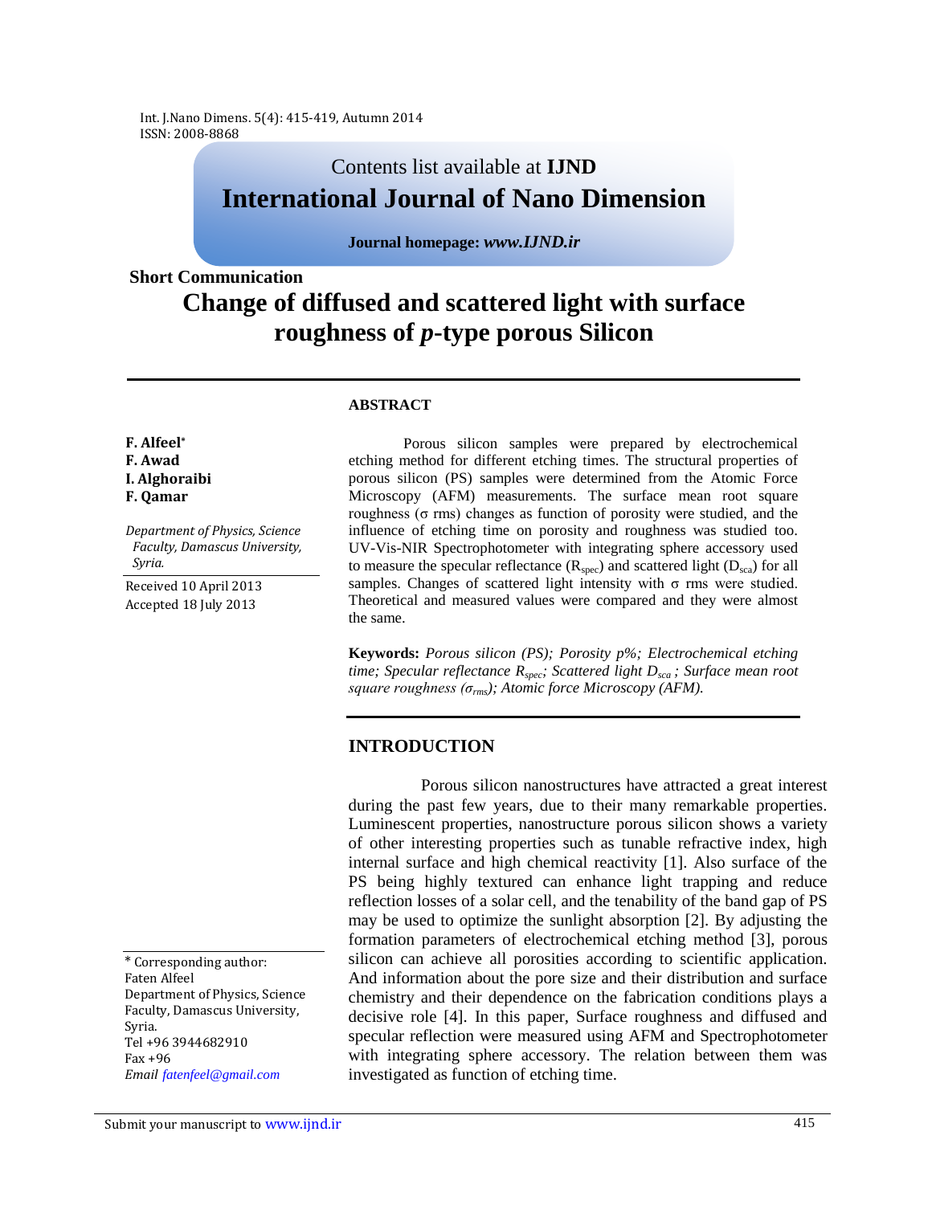Contents list available at **IJND**

# International Journal of Nano Dimension

**Journal homepage:** ***www.IJND.ir***

**Short Communication**

# Change of diffused and scattered light with surface roughness of *p*-type porous Silicon

**F. Alfeel***
**F. Awad**
**I. Alghoraibi**
**F. Qamar**

*Department of Physics, Science Faculty, Damascus University, Syria.*

Received 10 April 2013
Accepted 18 July 2013

* Corresponding author:
Faten Alfeel
Department of Physics, Science Faculty, Damascus University, Syria.
Tel +96 3944682910
Fax +96
*Email* fatenfeel@gmail.com

## ABSTRACT

Porous silicon samples were prepared by electrochemical etching method for different etching times. The structural properties of porous silicon (PS) samples were determined from the Atomic Force Microscopy (AFM) measurements. The surface mean root square roughness (σ rms) changes as function of porosity were studied, and the influence of etching time on porosity and roughness was studied too. UV-Vis-NIR Spectrophotometer with integrating sphere accessory used to measure the specular reflectance ($R_{spec}$) and scattered light ($D_{sca}$) for all samples. Changes of scattered light intensity with σ rms were studied. Theoretical and measured values were compared and they were almost the same.

**Keywords:** *Porous silicon (PS); Porosity p%; Electrochemical etching time; Specular reflectance $R_{spec}$; Scattered light $D_{sca}$; Surface mean root square roughness ($\sigma_{rms}$); Atomic force Microscopy (AFM).*

## INTRODUCTION

Porous silicon nanostructures have attracted a great interest during the past few years, due to their many remarkable properties. Luminescent properties, nanostructure porous silicon shows a variety of other interesting properties such as tunable refractive index, high internal surface and high chemical reactivity [1]. Also surface of the PS being highly textured can enhance light trapping and reduce reflection losses of a solar cell, and the tenability of the band gap of PS may be used to optimize the sunlight absorption [2]. By adjusting the formation parameters of electrochemical etching method [3], porous silicon can achieve all porosities according to scientific application. And information about the pore size and their distribution and surface chemistry and their dependence on the fabrication conditions plays a decisive role [4]. In this paper, Surface roughness and diffused and specular reflection were measured using AFM and Spectrophotometer with integrating sphere accessory. The relation between them was investigated as function of etching time.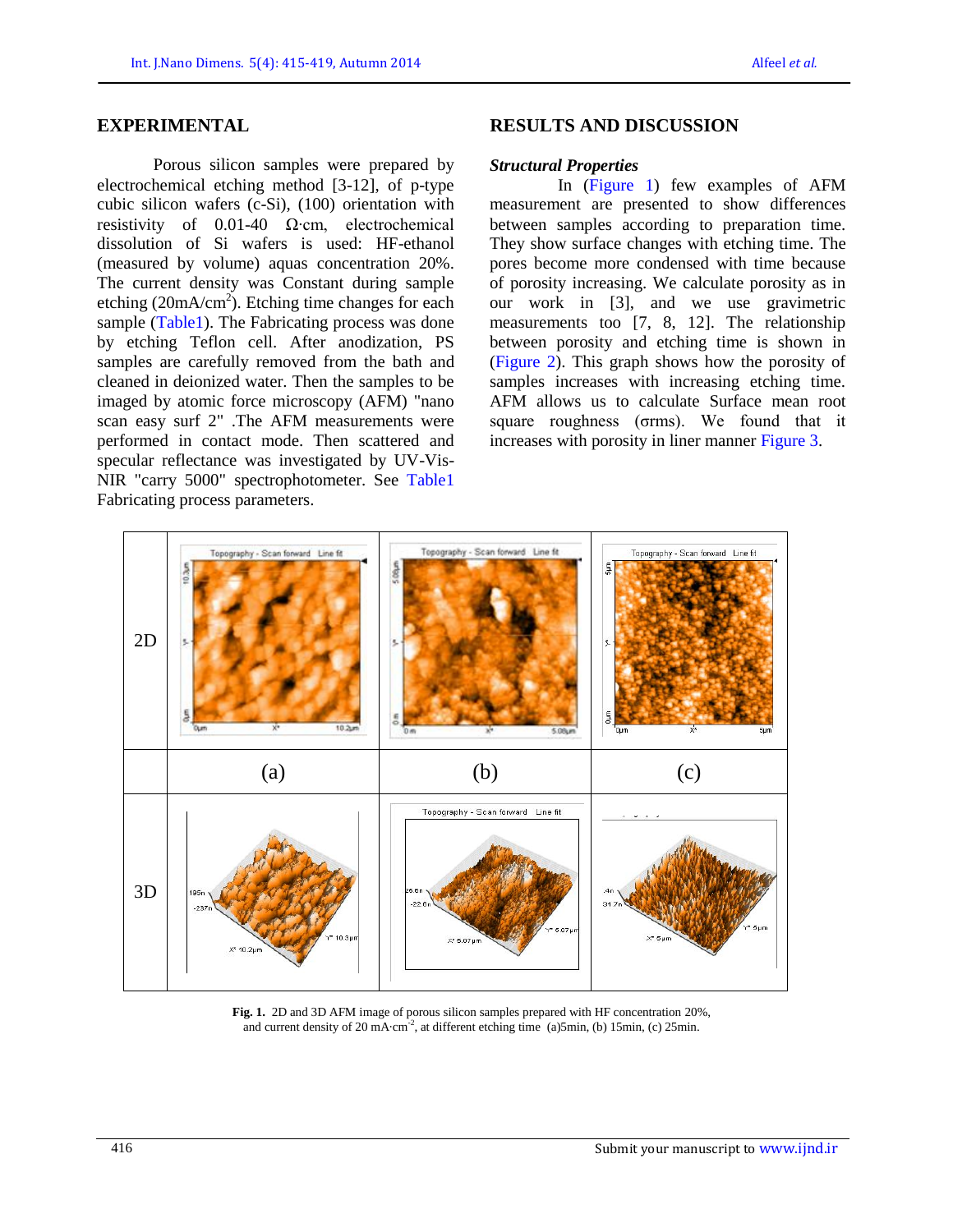## EXPERIMENTAL

Porous silicon samples were prepared by electrochemical etching method [3-12], of p-type cubic silicon wafers (c-Si), (100) orientation with resistivity of 0.01-40 Ω·cm, electrochemical dissolution of Si wafers is used: HF-ethanol (measured by volume) aquas concentration 20%. The current density was Constant during sample etching (20mA/cm$^2$). Etching time changes for each sample (Table1). The Fabricating process was done by etching Teflon cell. After anodization, PS samples are carefully removed from the bath and cleaned in deionized water. Then the samples to be imaged by atomic force microscopy (AFM) "nano scan easy surf 2" .The AFM measurements were performed in contact mode. Then scattered and specular reflectance was investigated by UV-Vis-NIR "carry 5000" spectrophotometer. See Table1 Fabricating process parameters.

## RESULTS AND DISCUSSION

### *Structural Properties*

In (Figure 1) few examples of AFM measurement are presented to show differences between samples according to preparation time. They show surface changes with etching time. The pores become more condensed with time because of porosity increasing. We calculate porosity as in our work in [3], and we use gravimetric measurements too [7, 8, 12]. The relationship between porosity and etching time is shown in (Figure 2). This graph shows how the porosity of samples increases with increasing etching time. AFM allows us to calculate Surface mean root square roughness (σrms). We found that it increases with porosity in liner manner Figure 3.

2D

(a) (b) (c)

3D

**Fig. 1.** 2D and 3D AFM image of porous silicon samples prepared with HF concentration 20%, and current density of 20 mA·cm$^{-2}$, at different etching time (a)5min, (b) 15min, (c) 25min.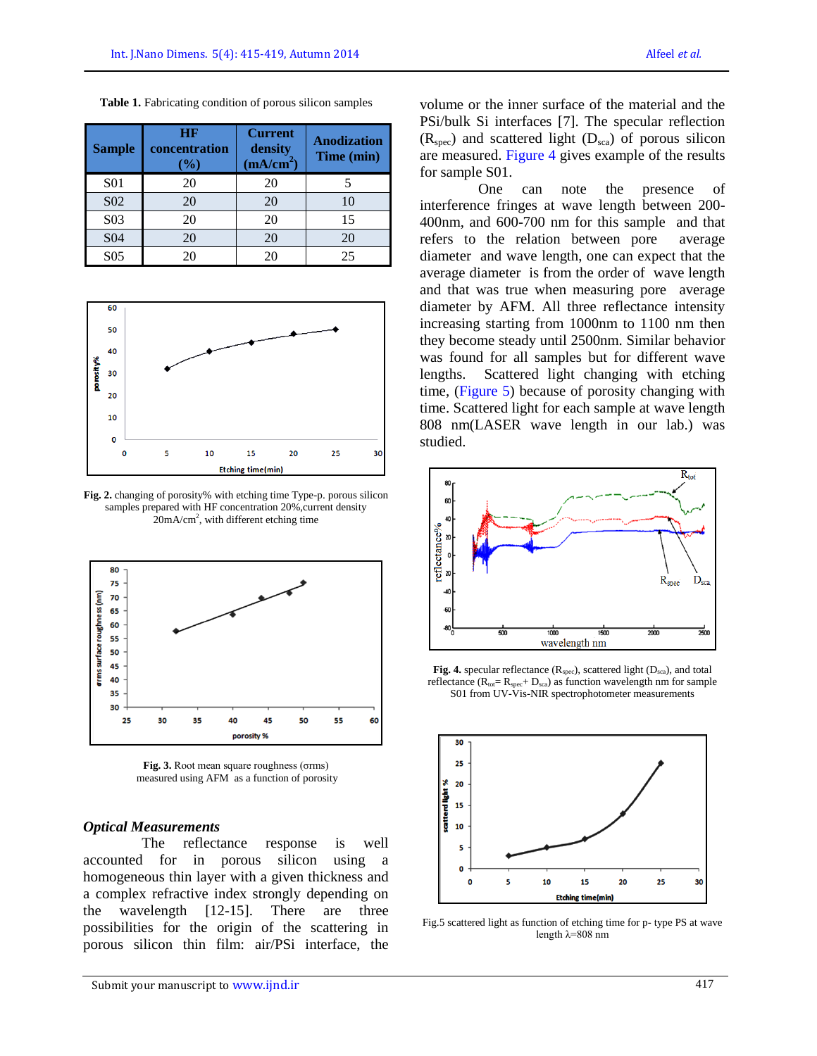Table 1. Fabricating condition of porous silicon samples

| Sample | HF concentration (%) | Current density ($mA/cm^2$) | Anodization Time (min) |
|---|---|---|---|
| S01 | 20 | 20 | 5 |
| S02 | 20 | 20 | 10 |
| S03 | 20 | 20 | 15 |
| S04 | 20 | 20 | 20 |
| S05 | 20 | 20 | 25 |

porosity%
60
50
40
30
20
10
0
0 5 10 15 20 25 30
Etching time(min)

**Fig. 2.** changing of porosity% with etching time Type-p. porous silicon samples prepared with HF concentration 20%,current density $20mA/cm^2$, with different etching time

σrms surface roughness (nm)
80
75
70
65
60
55
50
45
40
35
30
25 30 35 40 45 50 55 60
porosity %

**Fig. 3.** Root mean square roughness (σrms) measured using AFM as a function of porosity

### *Optical Measurements*

The reflectance response is well accounted for in porous silicon using a homogeneous thin layer with a given thickness and a complex refractive index strongly depending on the wavelength [12-15]. There are three possibilities for the origin of the scattering in porous silicon thin film: air/PSi interface, the volume or the inner surface of the material and the PSi/bulk Si interfaces [7]. The specular reflection ($R_{spec}$) and scattered light ($D_{sca}$) of porous silicon are measured. Figure 4 gives example of the results for sample S01.

One can note the presence of interference fringes at wave length between 200-400nm, and 600-700 nm for this sample and that refers to the relation between pore average diameter and wave length, one can expect that the average diameter is from the order of wave length and that was true when measuring pore average diameter by AFM. All three reflectance intensity increasing starting from 1000nm to 1100 nm then they become steady until 2500nm. Similar behavior was found for all samples but for different wave lengths. Scattered light changing with etching time, (Figure 5) because of porosity changing with time. Scattered light for each sample at wave length 808 nm(LASER wave length in our lab.) was studied.

$R_{tot}$
reflectance%
80
60
40
20
0
20
-40
-60
-80
0 500 1000 1500 2000 2500
wavelength nm
$R_{spec}$
$D_{sca}$

**Fig. 4.** specular reflectance ($R_{spec}$), scattered light ($D_{sca}$), and total reflectance ($R_{tot}$= $R_{spec}$+ $D_{sca}$) as function wavelength nm for sample S01 from UV-Vis-NIR spectrophotometer measurements

scatterd light %
30
25
20
15
10
5
0
0 5 10 15 20 25 30
Etching time(min)

Fig.5 scattered light as function of etching time for p- type PS at wave length λ=808 nm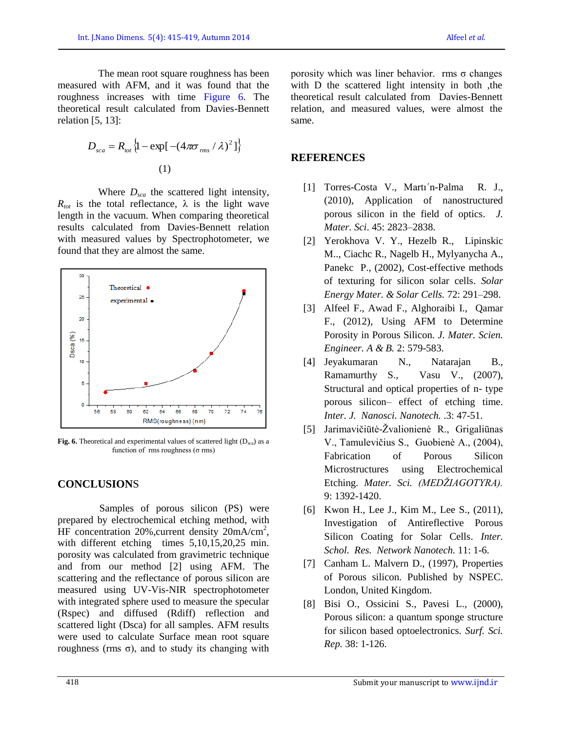The mean root square roughness has been measured with AFM, and it was found that the roughness increases with time Figure 6. The theoretical result calculated from Davies-Bennett relation [5, 13]:

$$D_{sca} = R_{tot}\left\{1 - \exp[-(4\pi\sigma_{rms}/\lambda)^2]\right\}$$

(1)

Where $D_{sca}$ the scattered light intensity, $R_{tot}$ is the total reflectance, λ is the light wave length in the vacuum. When comparing theoretical results calculated from Davies-Bennett relation with measured values by Spectrophotometer, we found that they are almost the same.

Theoretical
experimental
Dsca (%)
0
5
10
15
20
25
30
56 58 60 62 64 66 68 70 72 74 76
RMS(roughness) (nm)

**Fig. 6.** Theoretical and experimental values of scattered light ($D_{sca}$) as a function of rms roughness (σ rms)

## CONCLUSIONS

Samples of porous silicon (PS) were prepared by electrochemical etching method, with HF concentration 20%,current density 20mA/cm$^2$, with different etching times 5,10,15,20,25 min. porosity was calculated from gravimetric technique and from our method [2] using AFM. The scattering and the reflectance of porous silicon are measured using UV-Vis-NIR spectrophotometer with integrated sphere used to measure the specular (Rspec) and diffused (Rdiff) reflection and scattered light (Dsca) for all samples. AFM results were used to calculate Surface mean root square roughness (rms σ), and to study its changing with porosity which was liner behavior. rms σ changes with D the scattered light intensity in both ,the theoretical result calculated from Davies-Bennett relation, and measured values, were almost the same.

## REFERENCES

[1] Torres-Costa V., Martı´n-Palma R. J., (2010), Application of nanostructured porous silicon in the field of optics. *J. Mater. Sci*. 45: 2823–2838.

[2] Yerokhova V. Y., Hezelb R., Lipinskic M.., Ciachc R., Nagelb H., Mylyanycha A., Panekc P., (2002), Cost-effective methods of texturing for silicon solar cells. *Solar Energy Mater. & Solar Cells.* 72: 291–298.

[3] Alfeel F., Awad F., Alghoraibi I., Qamar F., (2012), Using AFM to Determine Porosity in Porous Silicon. *J. Mater. Scien. Engineer. A & B.* 2: 579-583.

[4] Jeyakumaran N., Natarajan B., Ramamurthy S., Vasu V., (2007), Structural and optical properties of n- type porous silicon– effect of etching time. *Inter. J. Nanosci. Nanotech.* .3: 47-51.

[5] Jarimavičiūtė-Žvalionienė R., Grigaliūnas V., Tamulevičius S., Guobienė A., (2004), Fabrication of Porous Silicon Microstructures using Electrochemical Etching. *Mater. Sci. (MEDŽIAGOTYRA).* 9: 1392-1420.

[6] Kwon H., Lee J., Kim M., Lee S., (2011), Investigation of Antireflective Porous Silicon Coating for Solar Cells. *Inter. Schol. Res. Network Nanotech.* 11: 1-6.

[7] Canham L. Malvern D., (1997), Properties of Porous silicon. Published by NSPEC. London, United Kingdom.

[8] Bisi O., Ossicini S., Pavesi L., (2000), Porous silicon: a quantum sponge structure for silicon based optoelectronics. *Surf. Sci. Rep.* 38: 1-126.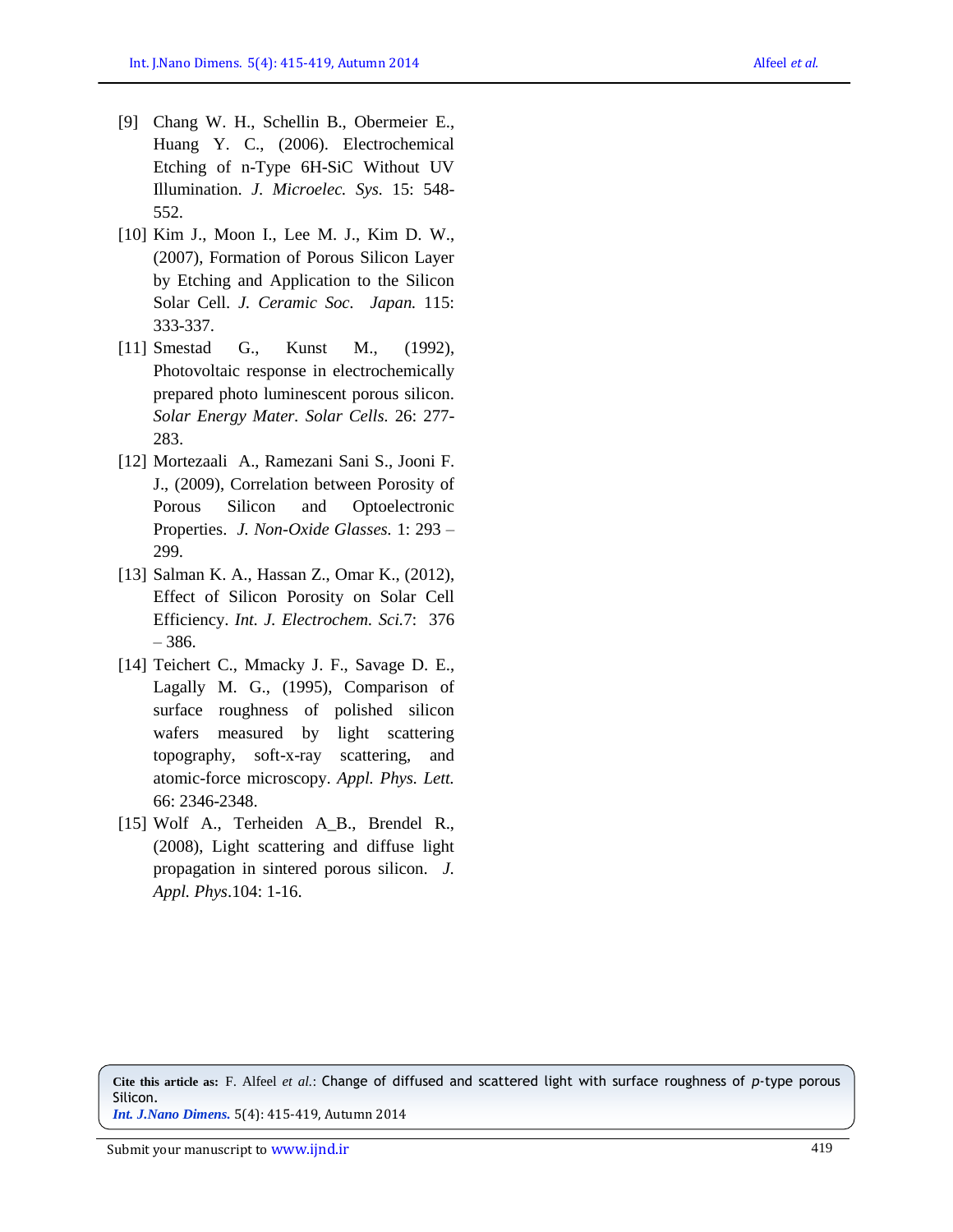[9] Chang W. H., Schellin B., Obermeier E., Huang Y. C., (2006). Electrochemical Etching of n-Type 6H-SiC Without UV Illumination. *J. Microelec. Sys.* 15: 548-552.

[10] Kim J., Moon I., Lee M. J., Kim D. W., (2007), Formation of Porous Silicon Layer by Etching and Application to the Silicon Solar Cell. *J. Ceramic Soc. Japan.* 115: 333-337.

[11] Smestad G., Kunst M., (1992), Photovoltaic response in electrochemically prepared photo luminescent porous silicon. *Solar Energy Mater. Solar Cells.* 26: 277-283.

[12] Mortezaali A., Ramezani Sani S., Jooni F. J., (2009), Correlation between Porosity of Porous Silicon and Optoelectronic Properties. *J. Non-Oxide Glasses.* 1: 293 – 299.

[13] Salman K. A., Hassan Z., Omar K., (2012), Effect of Silicon Porosity on Solar Cell Efficiency. *Int. J. Electrochem. Sci.*7: 376 – 386.

[14] Teichert C., Mmacky J. F., Savage D. E., Lagally M. G., (1995), Comparison of surface roughness of polished silicon wafers measured by light scattering topography, soft-x-ray scattering, and atomic-force microscopy. *Appl. Phys. Lett.* 66: 2346-2348.

[15] Wolf A., Terheiden A_B., Brendel R., (2008), Light scattering and diffuse light propagation in sintered porous silicon. *J. Appl. Phys*.104: 1-16.

**Cite this article as:** F. Alfeel *et al.*: Change of diffused and scattered light with surface roughness of *p*-type porous Silicon.
***Int. J.Nano Dimens.*** 5(4): 415-419, Autumn 2014